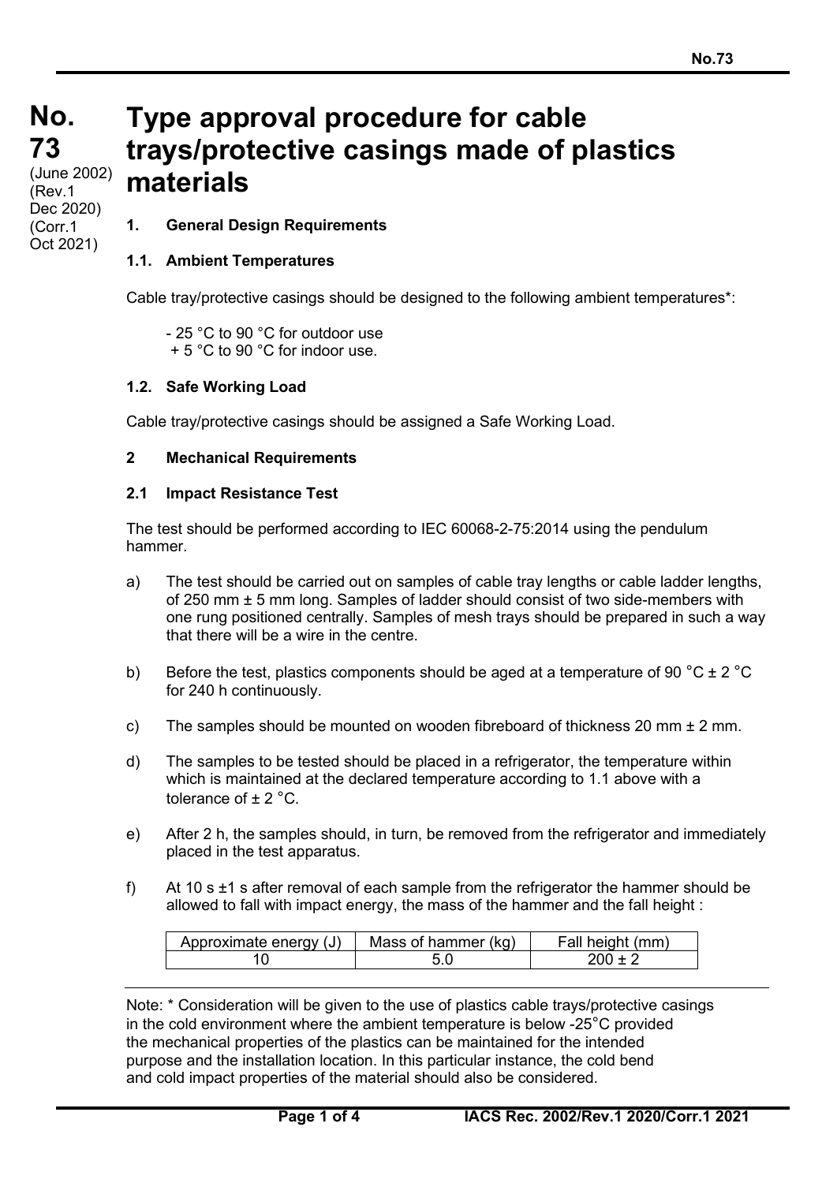# No. 73

(June 2002)
(Rev.1 Dec 2020)
(Corr.1 Oct 2021)

# Type approval procedure for cable trays/protective casings made of plastics materials

## 1. General Design Requirements

### 1.1. Ambient Temperatures

Cable tray/protective casings should be designed to the following ambient temperatures*:

- 25 °C to 90 °C for outdoor use
+ 5 °C to 90 °C for indoor use.

### 1.2. Safe Working Load

Cable tray/protective casings should be assigned a Safe Working Load.

## 2 Mechanical Requirements

### 2.1 Impact Resistance Test

The test should be performed according to IEC 60068-2-75:2014 using the pendulum hammer.

a) The test should be carried out on samples of cable tray lengths or cable ladder lengths, of 250 mm ± 5 mm long. Samples of ladder should consist of two side-members with one rung positioned centrally. Samples of mesh trays should be prepared in such a way that there will be a wire in the centre.

b) Before the test, plastics components should be aged at a temperature of 90 °C ± 2 °C for 240 h continuously.

c) The samples should be mounted on wooden fibreboard of thickness 20 mm ± 2 mm.

d) The samples to be tested should be placed in a refrigerator, the temperature within which is maintained at the declared temperature according to 1.1 above with a tolerance of ± 2 °C.

e) After 2 h, the samples should, in turn, be removed from the refrigerator and immediately placed in the test apparatus.

f) At 10 s ±1 s after removal of each sample from the refrigerator the hammer should be allowed to fall with impact energy, the mass of the hammer and the fall height :

| Approximate energy (J) | Mass of hammer (kg) | Fall height (mm) |
|---|---|---|
| 10 | 5.0 | 200 ± 2 |

---

Note: * Consideration will be given to the use of plastics cable trays/protective casings in the cold environment where the ambient temperature is below -25°C provided the mechanical properties of the plastics can be maintained for the intended purpose and the installation location. In this particular instance, the cold bend and cold impact properties of the material should also be considered.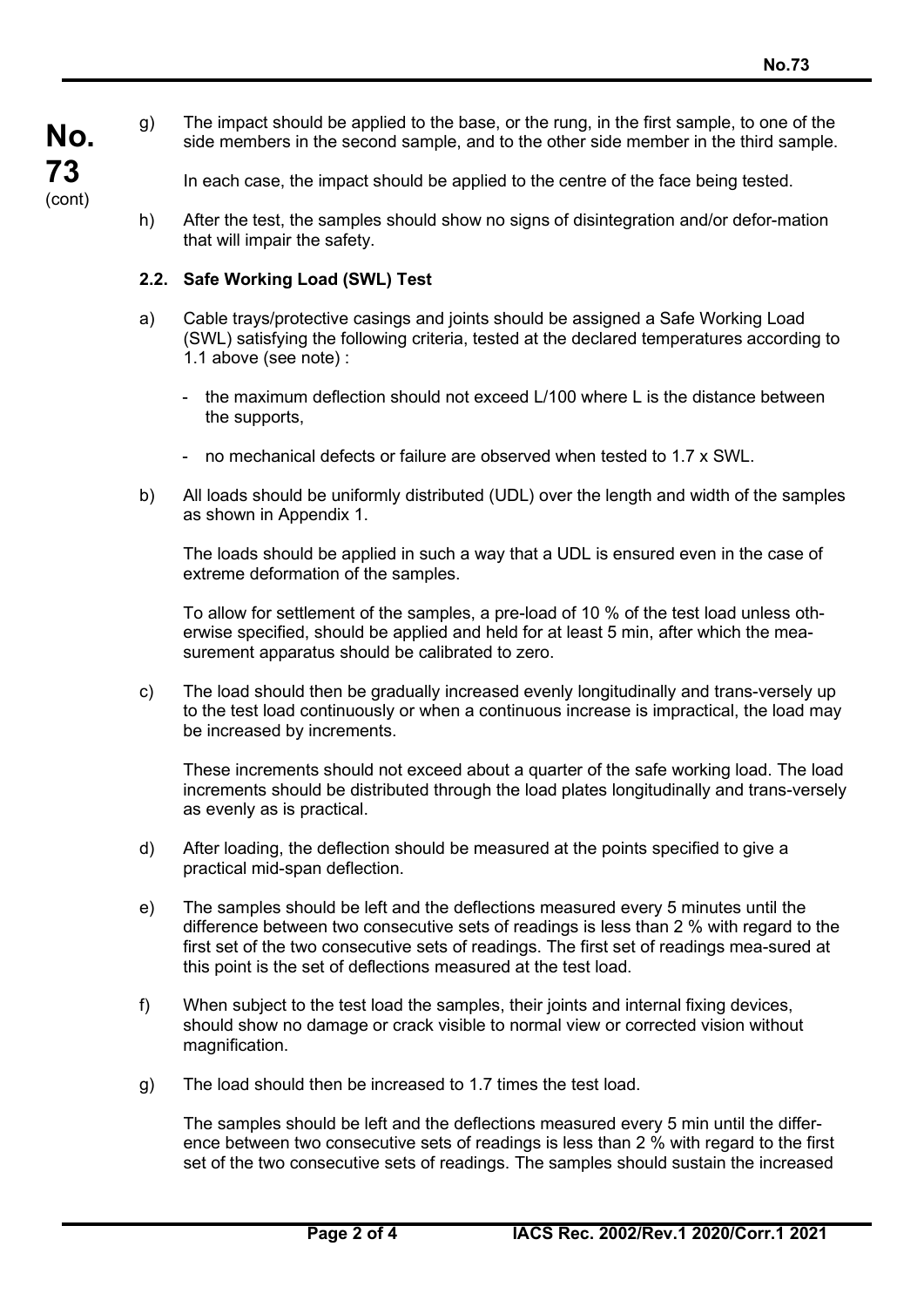g) The impact should be applied to the base, or the rung, in the first sample, to one of the side members in the second sample, and to the other side member in the third sample.

   In each case, the impact should be applied to the centre of the face being tested.

h) After the test, the samples should show no signs of disintegration and/or defor-mation that will impair the safety.

### 2.2. Safe Working Load (SWL) Test

a) Cable trays/protective casings and joints should be assigned a Safe Working Load (SWL) satisfying the following criteria, tested at the declared temperatures according to 1.1 above (see note) :

   - the maximum deflection should not exceed L/100 where L is the distance between the supports,

   - no mechanical defects or failure are observed when tested to 1.7 x SWL.

b) All loads should be uniformly distributed (UDL) over the length and width of the samples as shown in Appendix 1.

   The loads should be applied in such a way that a UDL is ensured even in the case of extreme deformation of the samples.

   To allow for settlement of the samples, a pre-load of 10 % of the test load unless oth-erwise specified, should be applied and held for at least 5 min, after which the mea-surement apparatus should be calibrated to zero.

c) The load should then be gradually increased evenly longitudinally and trans-versely up to the test load continuously or when a continuous increase is impractical, the load may be increased by increments.

   These increments should not exceed about a quarter of the safe working load. The load increments should be distributed through the load plates longitudinally and trans-versely as evenly as is practical.

d) After loading, the deflection should be measured at the points specified to give a practical mid-span deflection.

e) The samples should be left and the deflections measured every 5 minutes until the difference between two consecutive sets of readings is less than 2 % with regard to the first set of the two consecutive sets of readings. The first set of readings mea-sured at this point is the set of deflections measured at the test load.

f) When subject to the test load the samples, their joints and internal fixing devices, should show no damage or crack visible to normal view or corrected vision without magnification.

g) The load should then be increased to 1.7 times the test load.

   The samples should be left and the deflections measured every 5 min until the differ-ence between two consecutive sets of readings is less than 2 % with regard to the first set of the two consecutive sets of readings. The samples should sustain the increased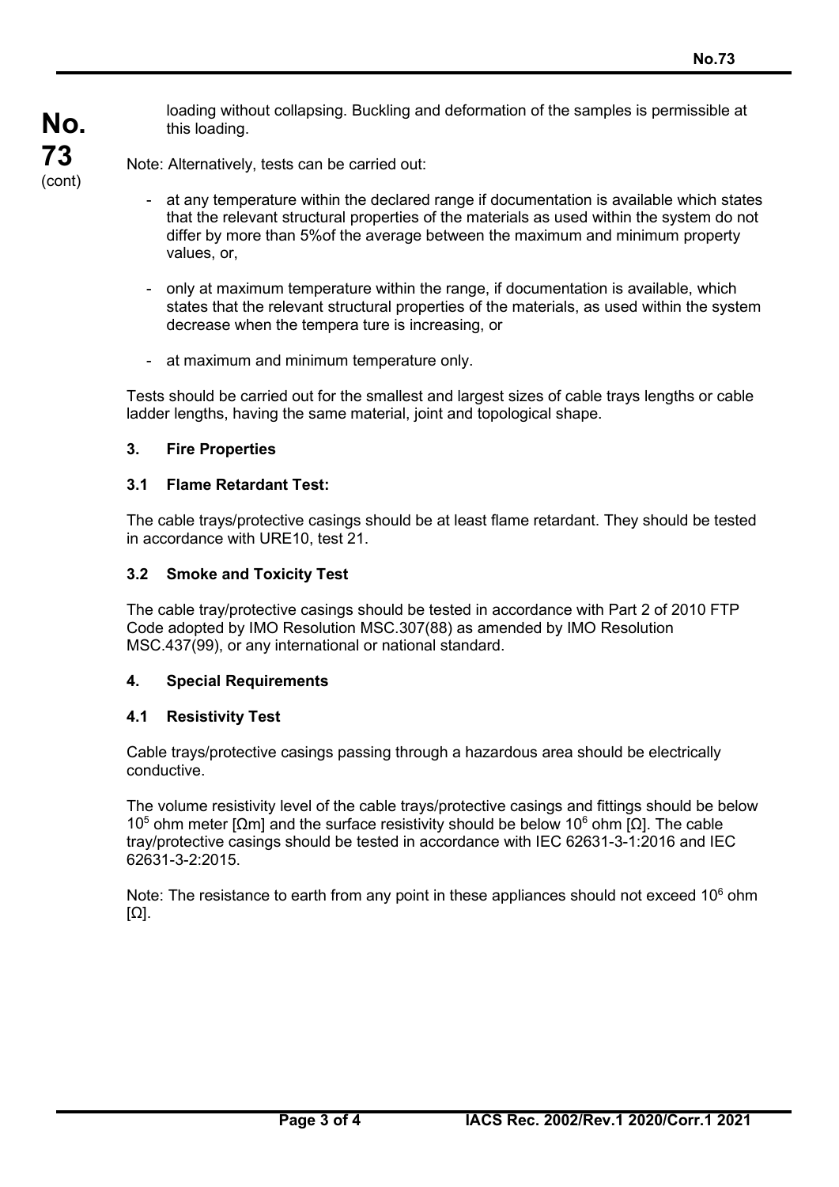loading without collapsing. Buckling and deformation of the samples is permissible at this loading.

Note: Alternatively, tests can be carried out:

- at any temperature within the declared range if documentation is available which states that the relevant structural properties of the materials as used within the system do not differ by more than 5%of the average between the maximum and minimum property values, or,
- only at maximum temperature within the range, if documentation is available, which states that the relevant structural properties of the materials, as used within the system decrease when the tempera ture is increasing, or
- at maximum and minimum temperature only.

Tests should be carried out for the smallest and largest sizes of cable trays lengths or cable ladder lengths, having the same material, joint and topological shape.

## 3. Fire Properties

### 3.1 Flame Retardant Test:

The cable trays/protective casings should be at least flame retardant. They should be tested in accordance with URE10, test 21.

### 3.2 Smoke and Toxicity Test

The cable tray/protective casings should be tested in accordance with Part 2 of 2010 FTP Code adopted by IMO Resolution MSC.307(88) as amended by IMO Resolution MSC.437(99), or any international or national standard.

## 4. Special Requirements

### 4.1 Resistivity Test

Cable trays/protective casings passing through a hazardous area should be electrically conductive.

The volume resistivity level of the cable trays/protective casings and fittings should be below $10^5$ ohm meter [Ωm] and the surface resistivity should be below $10^6$ ohm [Ω]. The cable tray/protective casings should be tested in accordance with IEC 62631-3-1:2016 and IEC 62631-3-2:2015.

Note: The resistance to earth from any point in these appliances should not exceed $10^6$ ohm [Ω].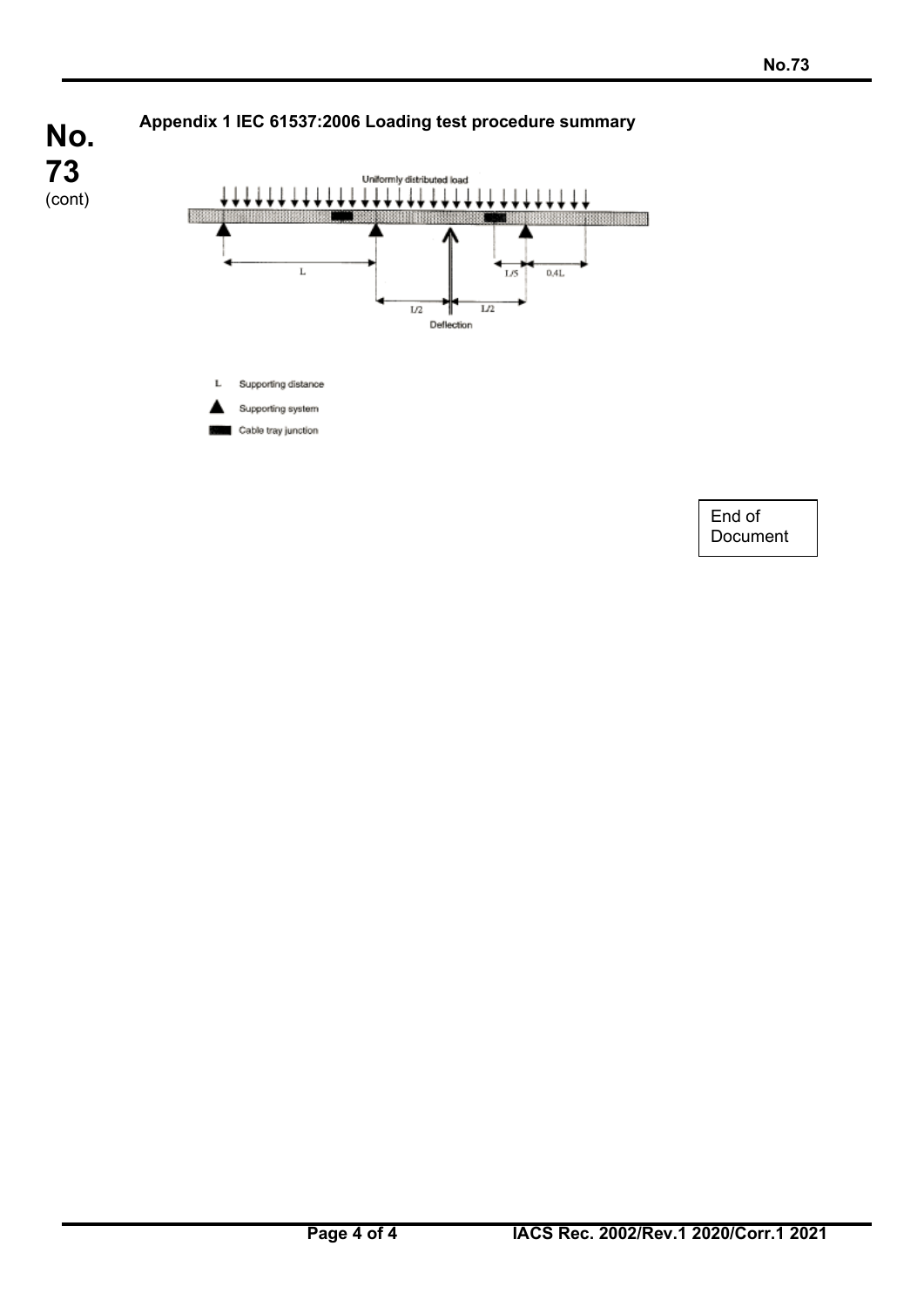## Appendix 1 IEC 61537:2006 Loading test procedure summary

Uniformly distributed load

L

L/5

0.4L

L/2

L/2

Deflection

L Supporting distance

Supporting system

Cable tray junction

End of Document